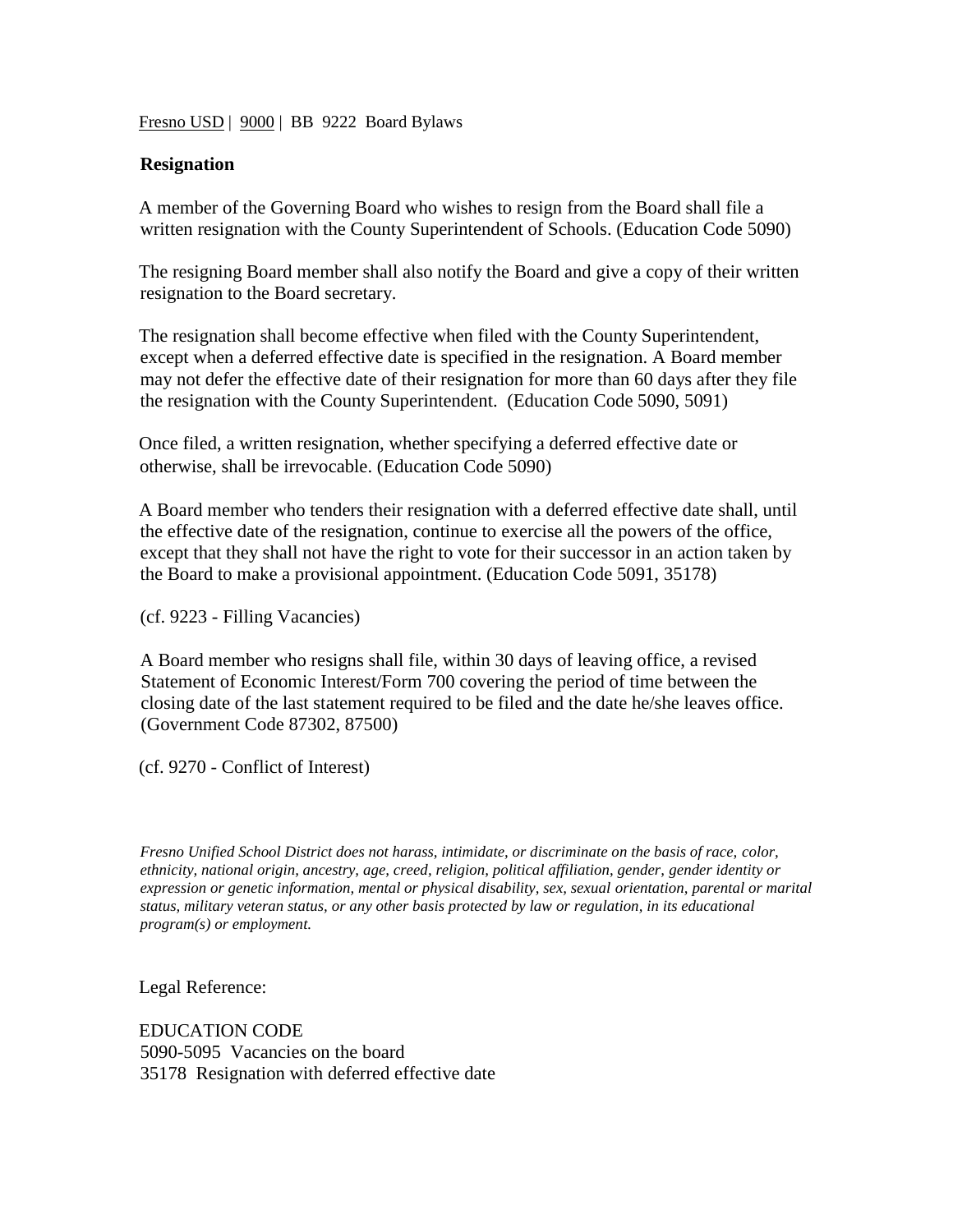Fresno USD | 9000 | BB 9222 Board Bylaws

## Resignation

A member of the Governing Board who wishes to resign from the Board shall file a written resignation with the County Superintendent of Schools. (Education Code 5090)

The resigning Board member shall also notify the Board and give a copy of their written resignation to the Board secretary.

The resignation shall become effective when filed with the County Superintendent, except when a deferred effective date is specified in the resignation. A Board member may not defer the effective date of their resignation for more than 60 days after they file the resignation with the County Superintendent. (Education Code 5090, 5091)

Once filed, a written resignation, whether specifying a deferred effective date or otherwise, shall be irrevocable. (Education Code 5090)

A Board member who tenders their resignation with a deferred effective date shall, until the effective date of the resignation, continue to exercise all the powers of the office, except that they shall not have the right to vote for their successor in an action taken by the Board to make a provisional appointment. (Education Code 5091, 35178)

(cf. 9223 - Filling Vacancies)

A Board member who resigns shall file, within 30 days of leaving office, a revised Statement of Economic Interest/Form 700 covering the period of time between the closing date of the last statement required to be filed and the date he/she leaves office. (Government Code 87302, 87500)

(cf. 9270 - Conflict of Interest)

*Fresno Unified School District does not harass, intimidate, or discriminate on the basis of race, color, ethnicity, national origin, ancestry, age, creed, religion, political affiliation, gender, gender identity or expression or genetic information, mental or physical disability, sex, sexual orientation, parental or marital status, military veteran status, or any other basis protected by law or regulation, in its educational program(s) or employment.*

Legal Reference:

EDUCATION CODE
5090-5095 Vacancies on the board
35178 Resignation with deferred effective date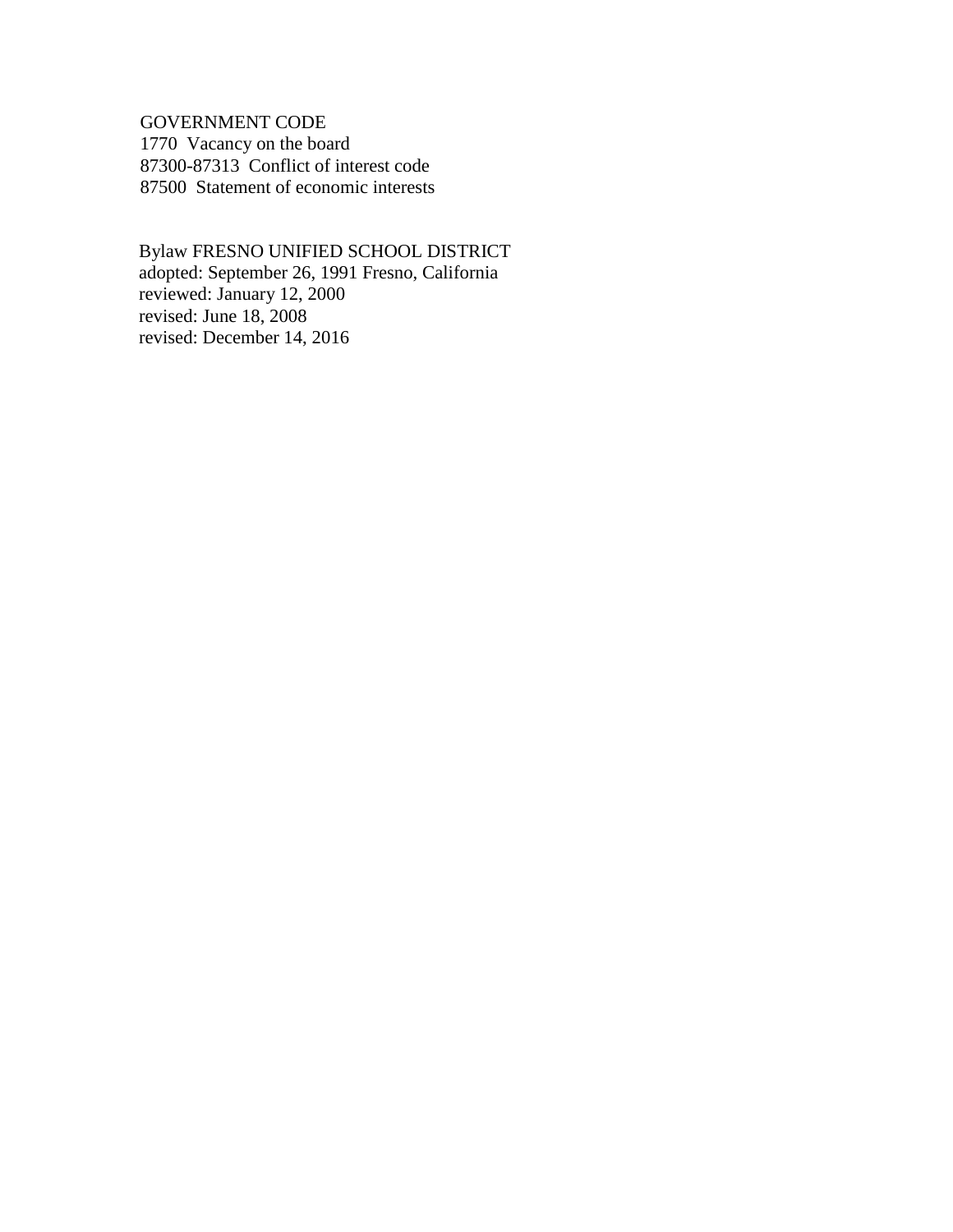GOVERNMENT CODE
1770 Vacancy on the board
87300-87313 Conflict of interest code
87500 Statement of economic interests

Bylaw FRESNO UNIFIED SCHOOL DISTRICT
adopted: September 26, 1991 Fresno, California
reviewed: January 12, 2000
revised: June 18, 2008
revised: December 14, 2016